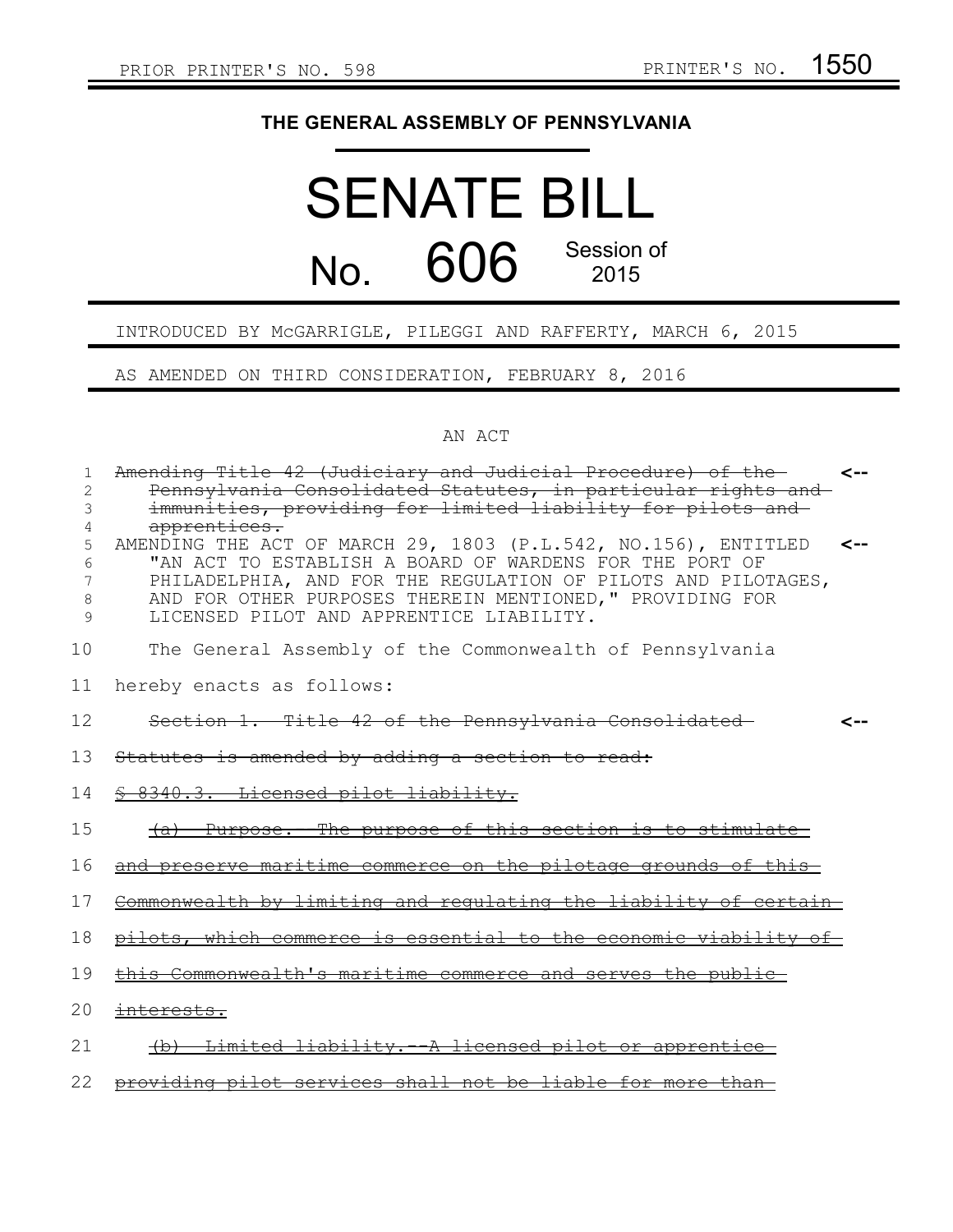PRIOR PRINTER'S NO. 598 PRINTER'S NO. 1550

## THE GENERAL ASSEMBLY OF PENNSYLVANIA

# SENATE BILL

# No. 606 Session of 2015

INTRODUCED BY McGARRIGLE, PILEGGI AND RAFFERTY, MARCH 6, 2015

AS AMENDED ON THIRD CONSIDERATION, FEBRUARY 8, 2016

AN ACT

~~Amending Title 42 (Judiciary and Judicial Procedure) of the Pennsylvania Consolidated Statutes, in particular rights and immunities, providing for limited liability for pilots and apprentices.~~ <--

AMENDING THE ACT OF MARCH 29, 1803 (P.L.542, NO.156), ENTITLED "AN ACT TO ESTABLISH A BOARD OF WARDENS FOR THE PORT OF PHILADELPHIA, AND FOR THE REGULATION OF PILOTS AND PILOTAGES, AND FOR OTHER PURPOSES THEREIN MENTIONED," PROVIDING FOR LICENSED PILOT AND APPRENTICE LIABILITY. <--

The General Assembly of the Commonwealth of Pennsylvania hereby enacts as follows:

~~Section 1. Title 42 of the Pennsylvania Consolidated Statutes is amended by adding a section to read:~~ <--

~~§ 8340.3. Licensed pilot liability.~~

~~(a) Purpose. The purpose of this section is to stimulate and preserve maritime commerce on the pilotage grounds of this Commonwealth by limiting and regulating the liability of certain pilots, which commerce is essential to the economic viability of this Commonwealth's maritime commerce and serves the public interests.~~

~~(b) Limited liability.--A licensed pilot or apprentice providing pilot services shall not be liable for more than~~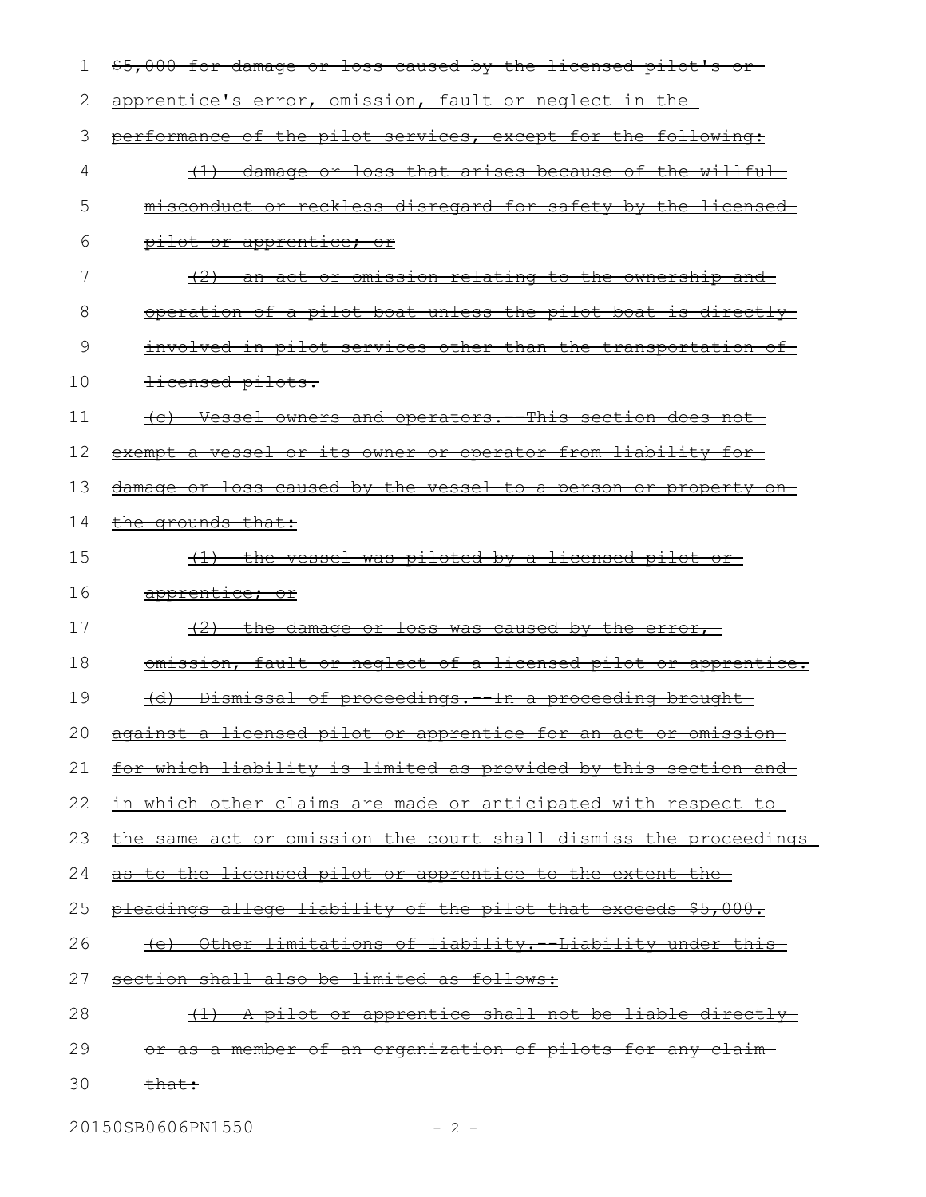~~$5,000 for damage or loss caused by the licensed pilot's or apprentice's error, omission, fault or neglect in the performance of the pilot services, except for the following:~~

~~(1) damage or loss that arises because of the willful misconduct or reckless disregard for safety by the licensed pilot or apprentice; or~~

~~(2) an act or omission relating to the ownership and operation of a pilot boat unless the pilot boat is directly involved in pilot services other than the transportation of licensed pilots.~~

~~(c) Vessel owners and operators. This section does not exempt a vessel or its owner or operator from liability for damage or loss caused by the vessel to a person or property on the grounds that:~~

~~(1) the vessel was piloted by a licensed pilot or apprentice; or~~

~~(2) the damage or loss was caused by the error, omission, fault or neglect of a licensed pilot or apprentice.~~

~~(d) Dismissal of proceedings.--In a proceeding brought against a licensed pilot or apprentice for an act or omission for which liability is limited as provided by this section and in which other claims are made or anticipated with respect to the same act or omission the court shall dismiss the proceedings as to the licensed pilot or apprentice to the extent the pleadings allege liability of the pilot that exceeds $5,000.~~

~~(e) Other limitations of liability.--Liability under this section shall also be limited as follows:~~

~~(1) A pilot or apprentice shall not be liable directly or as a member of an organization of pilots for any claim that:~~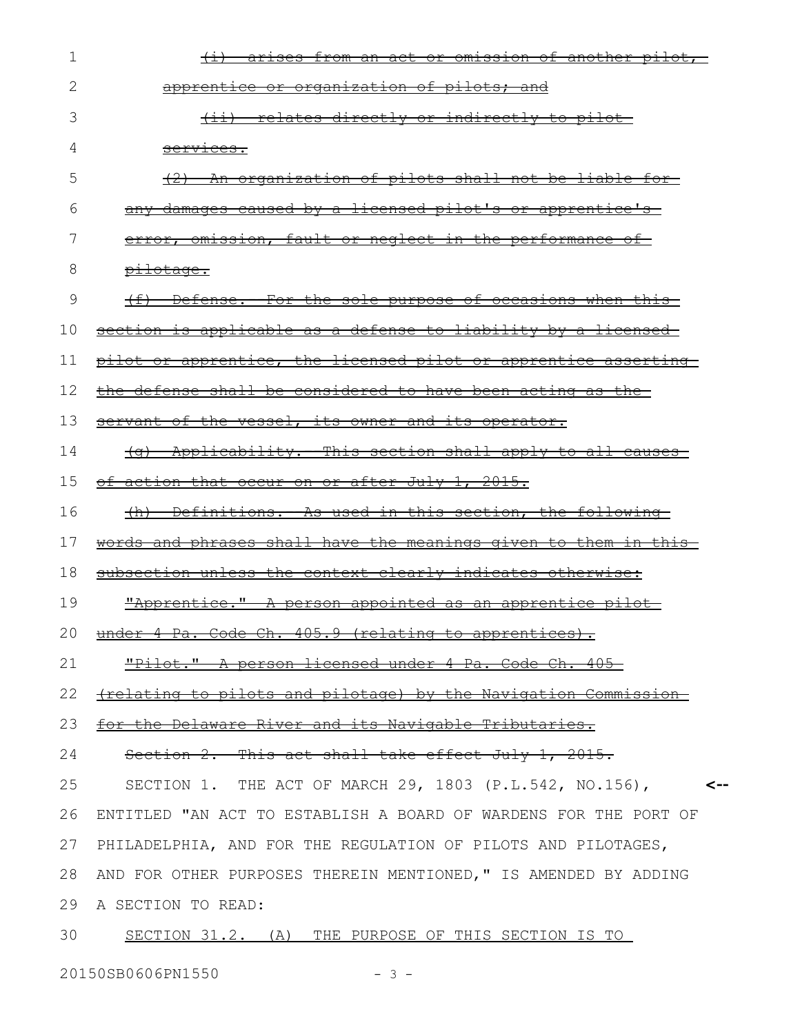~~(i) arises from an act or omission of another pilot, apprentice or organization of pilots; and~~

~~(ii) relates directly or indirectly to pilot services.~~

~~(2) An organization of pilots shall not be liable for any damages caused by a licensed pilot's or apprentice's error, omission, fault or neglect in the performance of pilotage.~~

~~(f) Defense. For the sole purpose of occasions when this section is applicable as a defense to liability by a licensed pilot or apprentice, the licensed pilot or apprentice asserting the defense shall be considered to have been acting as the servant of the vessel, its owner and its operator.~~

~~(g) Applicability. This section shall apply to all causes of action that occur on or after July 1, 2015.~~

~~(h) Definitions. As used in this section, the following words and phrases shall have the meanings given to them in this subsection unless the context clearly indicates otherwise:~~

~~"Apprentice." A person appointed as an apprentice pilot under 4 Pa. Code Ch. 405.9 (relating to apprentices).~~

~~"Pilot." A person licensed under 4 Pa. Code Ch. 405 (relating to pilots and pilotage) by the Navigation Commission for the Delaware River and its Navigable Tributaries.~~

~~Section 2. This act shall take effect July 1, 2015.~~

SECTION 1. THE ACT OF MARCH 29, 1803 (P.L.542, NO.156), ENTITLED "AN ACT TO ESTABLISH A BOARD OF WARDENS FOR THE PORT OF PHILADELPHIA, AND FOR THE REGULATION OF PILOTS AND PILOTAGES, AND FOR OTHER PURPOSES THEREIN MENTIONED," IS AMENDED BY ADDING A SECTION TO READ: <--

<u>SECTION 31.2. (A) THE PURPOSE OF THIS SECTION IS TO</u>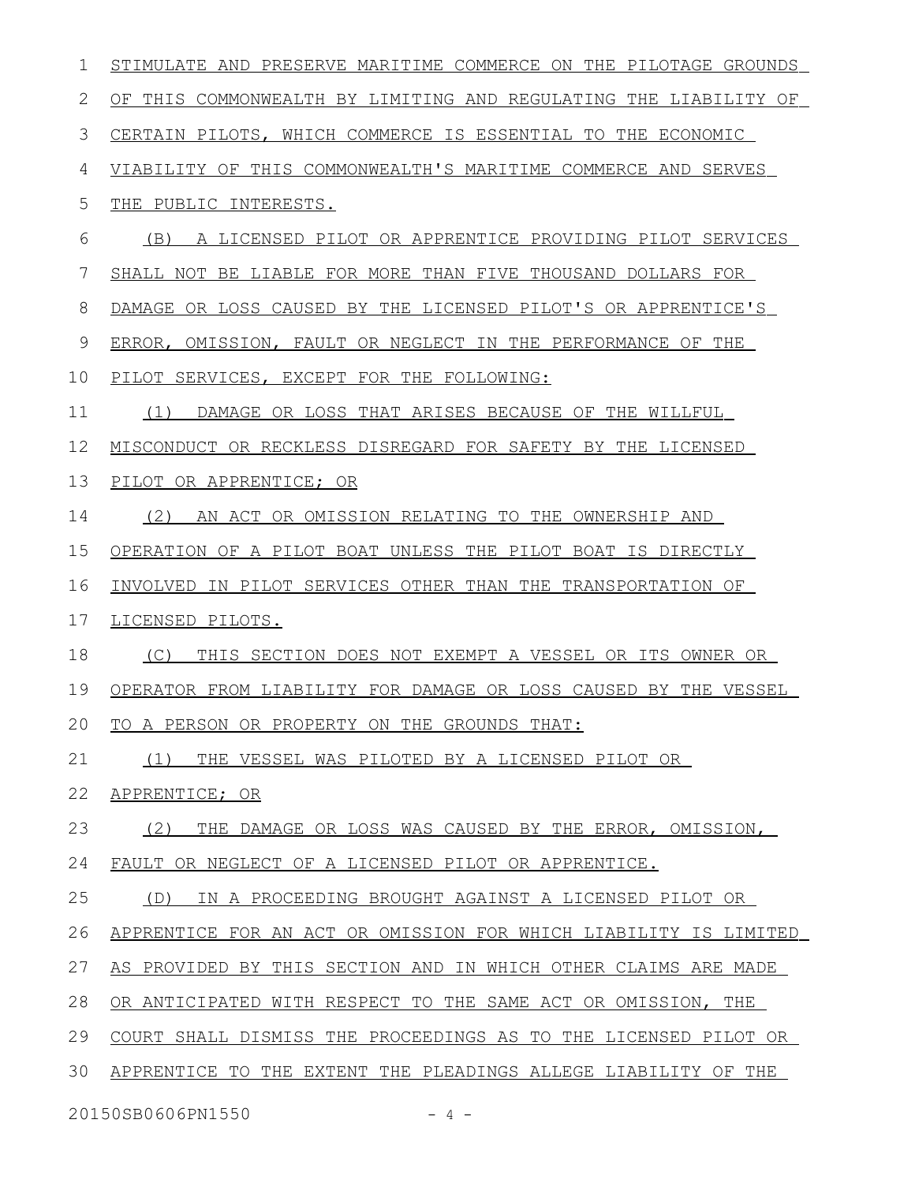STIMULATE AND PRESERVE MARITIME COMMERCE ON THE PILOTAGE GROUNDS OF THIS COMMONWEALTH BY LIMITING AND REGULATING THE LIABILITY OF CERTAIN PILOTS, WHICH COMMERCE IS ESSENTIAL TO THE ECONOMIC VIABILITY OF THIS COMMONWEALTH'S MARITIME COMMERCE AND SERVES THE PUBLIC INTERESTS.

(B) A LICENSED PILOT OR APPRENTICE PROVIDING PILOT SERVICES SHALL NOT BE LIABLE FOR MORE THAN FIVE THOUSAND DOLLARS FOR DAMAGE OR LOSS CAUSED BY THE LICENSED PILOT'S OR APPRENTICE'S ERROR, OMISSION, FAULT OR NEGLECT IN THE PERFORMANCE OF THE PILOT SERVICES, EXCEPT FOR THE FOLLOWING:

(1) DAMAGE OR LOSS THAT ARISES BECAUSE OF THE WILLFUL MISCONDUCT OR RECKLESS DISREGARD FOR SAFETY BY THE LICENSED PILOT OR APPRENTICE; OR

(2) AN ACT OR OMISSION RELATING TO THE OWNERSHIP AND OPERATION OF A PILOT BOAT UNLESS THE PILOT BOAT IS DIRECTLY INVOLVED IN PILOT SERVICES OTHER THAN THE TRANSPORTATION OF LICENSED PILOTS.

(C) THIS SECTION DOES NOT EXEMPT A VESSEL OR ITS OWNER OR OPERATOR FROM LIABILITY FOR DAMAGE OR LOSS CAUSED BY THE VESSEL TO A PERSON OR PROPERTY ON THE GROUNDS THAT:

(1) THE VESSEL WAS PILOTED BY A LICENSED PILOT OR APPRENTICE; OR

(2) THE DAMAGE OR LOSS WAS CAUSED BY THE ERROR, OMISSION, FAULT OR NEGLECT OF A LICENSED PILOT OR APPRENTICE.

(D) IN A PROCEEDING BROUGHT AGAINST A LICENSED PILOT OR APPRENTICE FOR AN ACT OR OMISSION FOR WHICH LIABILITY IS LIMITED AS PROVIDED BY THIS SECTION AND IN WHICH OTHER CLAIMS ARE MADE OR ANTICIPATED WITH RESPECT TO THE SAME ACT OR OMISSION, THE COURT SHALL DISMISS THE PROCEEDINGS AS TO THE LICENSED PILOT OR APPRENTICE TO THE EXTENT THE PLEADINGS ALLEGE LIABILITY OF THE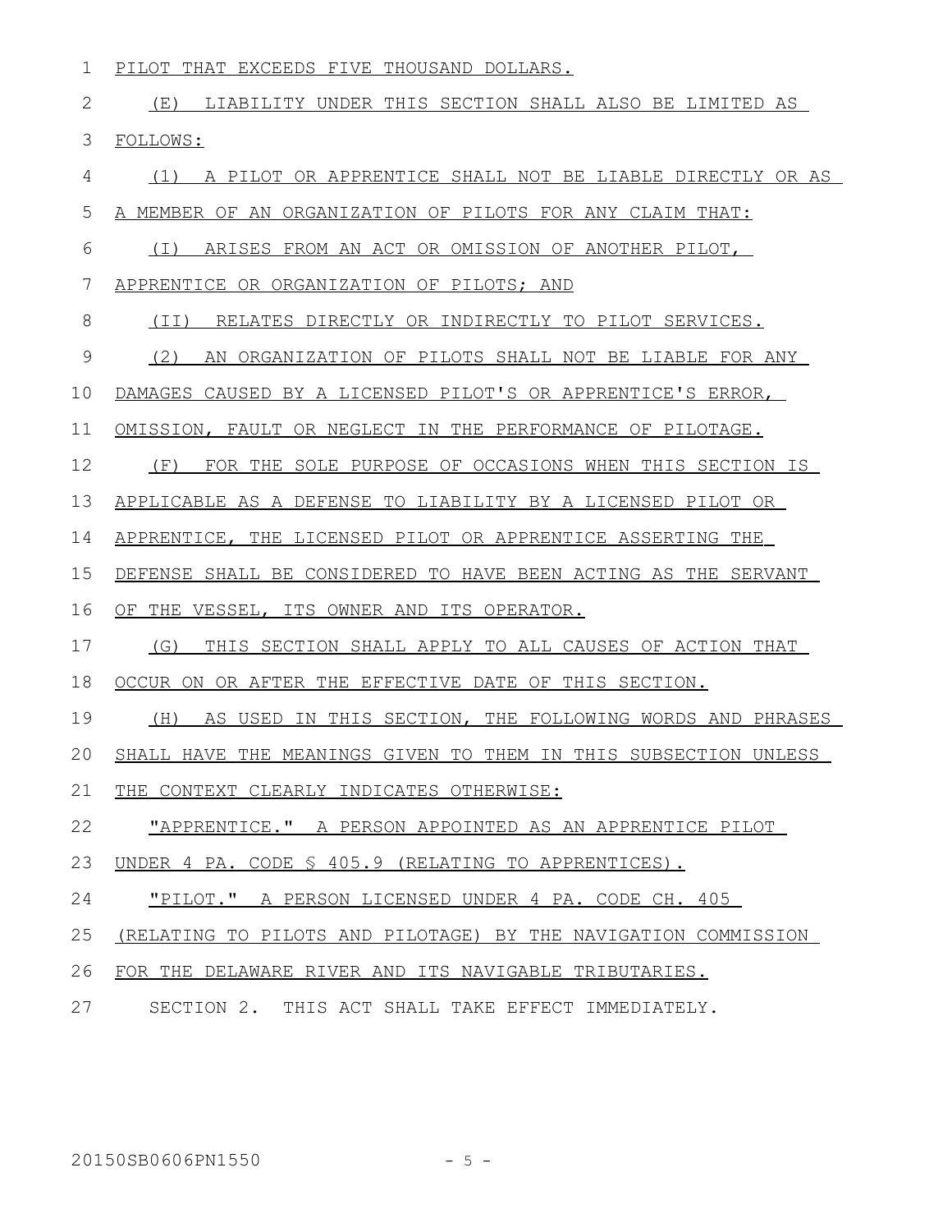PILOT THAT EXCEEDS FIVE THOUSAND DOLLARS.

(E) LIABILITY UNDER THIS SECTION SHALL ALSO BE LIMITED AS FOLLOWS:

(1) A PILOT OR APPRENTICE SHALL NOT BE LIABLE DIRECTLY OR AS A MEMBER OF AN ORGANIZATION OF PILOTS FOR ANY CLAIM THAT:

(I) ARISES FROM AN ACT OR OMISSION OF ANOTHER PILOT, APPRENTICE OR ORGANIZATION OF PILOTS; AND

(II) RELATES DIRECTLY OR INDIRECTLY TO PILOT SERVICES.

(2) AN ORGANIZATION OF PILOTS SHALL NOT BE LIABLE FOR ANY DAMAGES CAUSED BY A LICENSED PILOT'S OR APPRENTICE'S ERROR, OMISSION, FAULT OR NEGLECT IN THE PERFORMANCE OF PILOTAGE.

(F) FOR THE SOLE PURPOSE OF OCCASIONS WHEN THIS SECTION IS APPLICABLE AS A DEFENSE TO LIABILITY BY A LICENSED PILOT OR APPRENTICE, THE LICENSED PILOT OR APPRENTICE ASSERTING THE DEFENSE SHALL BE CONSIDERED TO HAVE BEEN ACTING AS THE SERVANT OF THE VESSEL, ITS OWNER AND ITS OPERATOR.

(G) THIS SECTION SHALL APPLY TO ALL CAUSES OF ACTION THAT OCCUR ON OR AFTER THE EFFECTIVE DATE OF THIS SECTION.

(H) AS USED IN THIS SECTION, THE FOLLOWING WORDS AND PHRASES SHALL HAVE THE MEANINGS GIVEN TO THEM IN THIS SUBSECTION UNLESS THE CONTEXT CLEARLY INDICATES OTHERWISE:

"APPRENTICE." A PERSON APPOINTED AS AN APPRENTICE PILOT UNDER 4 PA. CODE § 405.9 (RELATING TO APPRENTICES).

"PILOT." A PERSON LICENSED UNDER 4 PA. CODE CH. 405 (RELATING TO PILOTS AND PILOTAGE) BY THE NAVIGATION COMMISSION FOR THE DELAWARE RIVER AND ITS NAVIGABLE TRIBUTARIES.

SECTION 2. THIS ACT SHALL TAKE EFFECT IMMEDIATELY.